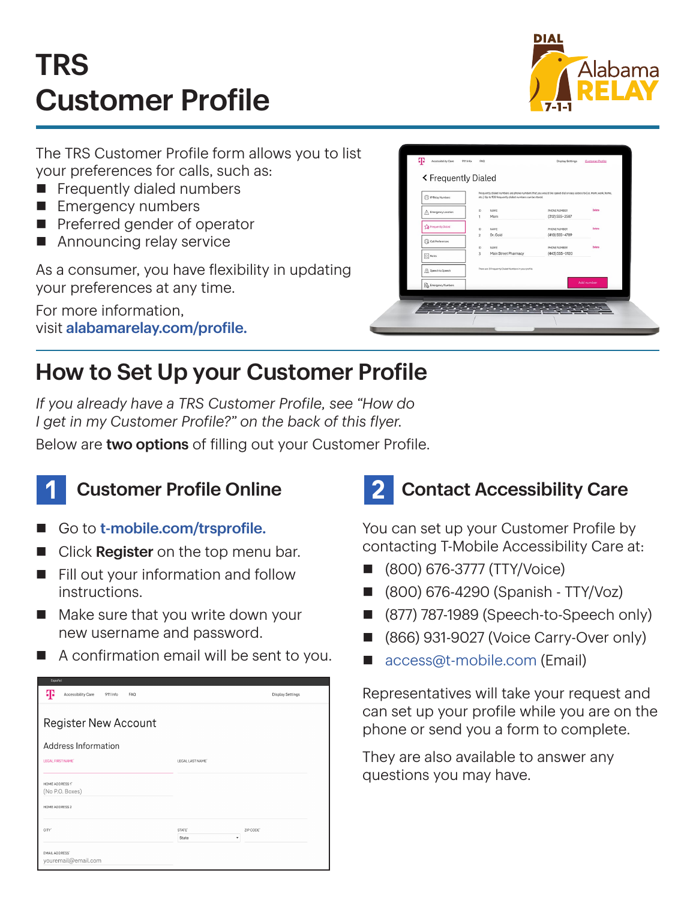# TRS Customer Profile

The TRS Customer Profile form allows you to list your preferences for calls, such as:

- Frequently dialed numbers
- Emergency numbers
- Preferred gender of operator
- Announcing relay service

As a consumer, you have flexibility in updating your preferences at any time.

For more information, visit **alabamarelay.com/profile.**

## How to Set Up your Customer Profile

*If you already have a TRS Customer Profile, see "How do I get in my Customer Profile?" on the back of this flyer.*

Below are **two options** of filling out your Customer Profile.

### 1 Customer Profile Online

- Go to **t-mobile.com/trsprofile.**
- Click **Register** on the top menu bar.
- Fill out your information and follow instructions.
- Make sure that you write down your new username and password.
- A confirmation email will be sent to you.

### 2 Contact Accessibility Care

You can set up your Customer Profile by contacting T-Mobile Accessibility Care at:

- (800) 676-3777 (TTY/Voice)
- (800) 676-4290 (Spanish - TTY/Voz)
- (877) 787-1989 (Speech-to-Speech only)
- (866) 931-9027 (Voice Carry-Over only)
- access@t-mobile.com (Email)

Representatives will take your request and can set up your profile while you are on the phone or send you a form to complete.

They are also available to answer any questions you may have.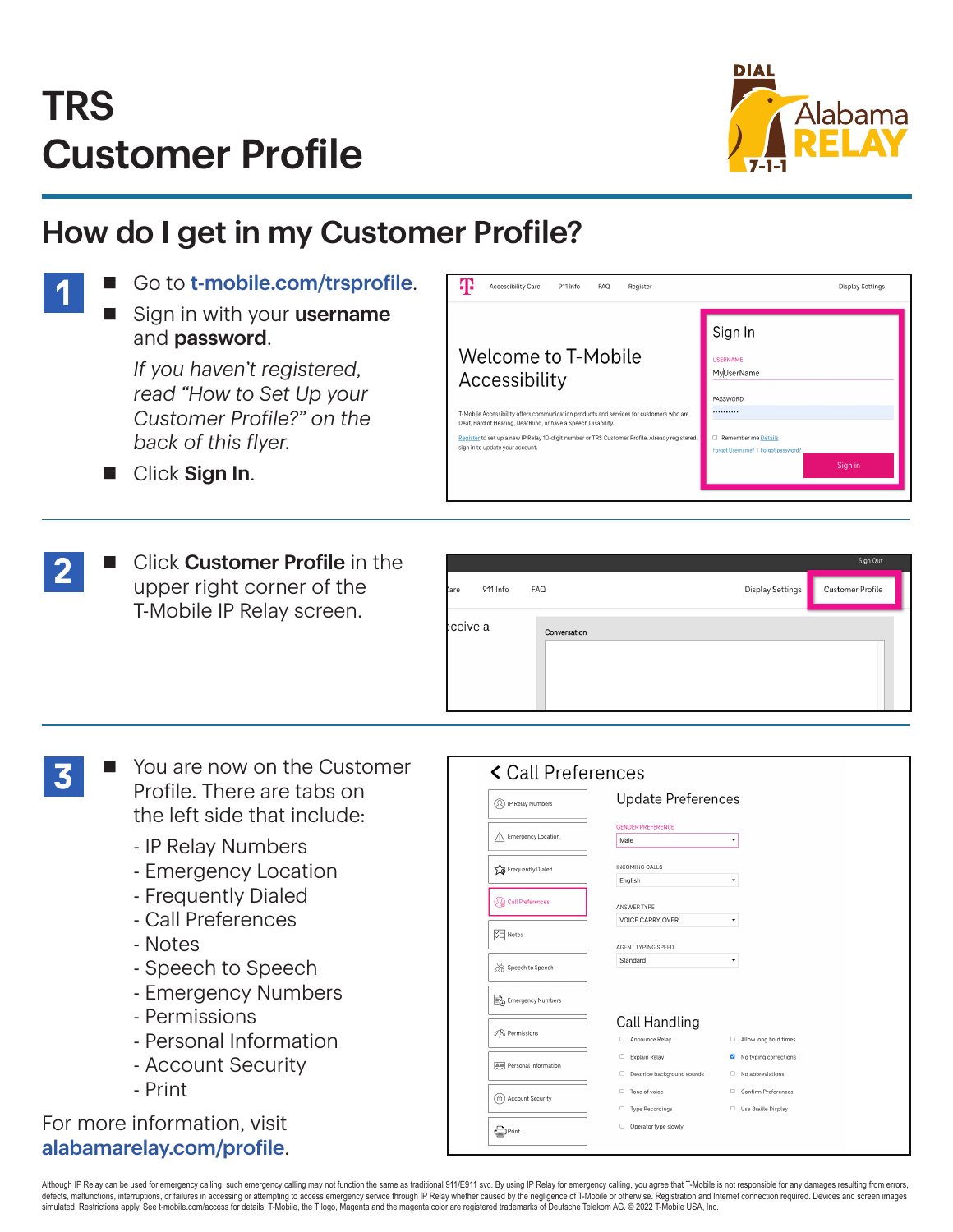# TRS Customer Profile

## How do I get in my Customer Profile?

**1**

- Go to **t-mobile.com/trsprofile**.
- Sign in with your **username** and **password**.

  *If you haven't registered, read "How to Set Up your Customer Profile?" on the back of this flyer.*
- Click **Sign In**.

**2**

- Click **Customer Profile** in the upper right corner of the T-Mobile IP Relay screen.

**3**

- You are now on the Customer Profile. There are tabs on the left side that include:

  - IP Relay Numbers
  - Emergency Location
  - Frequently Dialed
  - Call Preferences
  - Notes
  - Speech to Speech
  - Emergency Numbers
  - Permissions
  - Personal Information
  - Account Security
  - Print

For more information, visit **alabamarelay.com/profile**.

Although IP Relay can be used for emergency calling, such emergency calling may not function the same as traditional 911/E911 svc. By using IP Relay for emergency calling, you agree that T-Mobile is not responsible for any damages resulting from errors, defects, malfunctions, interruptions, or failures in accessing or attempting to access emergency service through IP Relay whether caused by the negligence of T-Mobile or otherwise. Registration and Internet connection required. Devices and screen images simulated. Restrictions apply. See t-mobile.com/access for details. T-Mobile, the T logo, Magenta and the magenta color are registered trademarks of Deutsche Telekom AG. © 2022 T-Mobile USA, Inc.